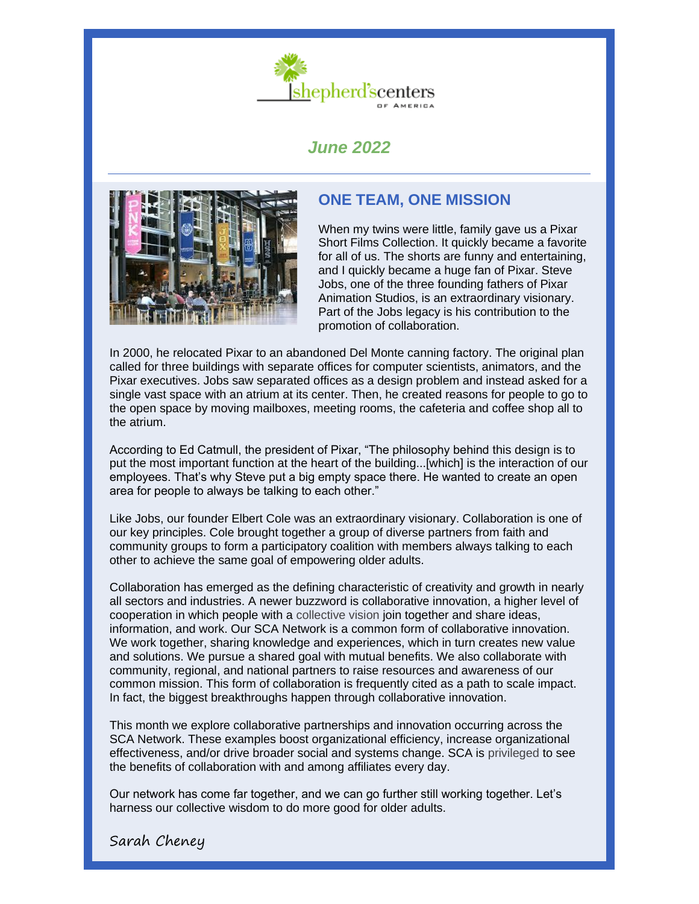shepherd's centers OF AMERICA

*June 2022*

## ONE TEAM, ONE MISSION

When my twins were little, family gave us a Pixar Short Films Collection. It quickly became a favorite for all of us. The shorts are funny and entertaining, and I quickly became a huge fan of Pixar. Steve Jobs, one of the three founding fathers of Pixar Animation Studios, is an extraordinary visionary. Part of the Jobs legacy is his contribution to the promotion of collaboration.

In 2000, he relocated Pixar to an abandoned Del Monte canning factory. The original plan called for three buildings with separate offices for computer scientists, animators, and the Pixar executives. Jobs saw separated offices as a design problem and instead asked for a single vast space with an atrium at its center. Then, he created reasons for people to go to the open space by moving mailboxes, meeting rooms, the cafeteria and coffee shop all to the atrium.

According to Ed Catmull, the president of Pixar, "The philosophy behind this design is to put the most important function at the heart of the building...[which] is the interaction of our employees. That's why Steve put a big empty space there. He wanted to create an open area for people to always be talking to each other."

Like Jobs, our founder Elbert Cole was an extraordinary visionary. Collaboration is one of our key principles. Cole brought together a group of diverse partners from faith and community groups to form a participatory coalition with members always talking to each other to achieve the same goal of empowering older adults.

Collaboration has emerged as the defining characteristic of creativity and growth in nearly all sectors and industries. A newer buzzword is collaborative innovation, a higher level of cooperation in which people with a collective vision join together and share ideas, information, and work. Our SCA Network is a common form of collaborative innovation. We work together, sharing knowledge and experiences, which in turn creates new value and solutions. We pursue a shared goal with mutual benefits. We also collaborate with community, regional, and national partners to raise resources and awareness of our common mission. This form of collaboration is frequently cited as a path to scale impact. In fact, the biggest breakthroughs happen through collaborative innovation.

This month we explore collaborative partnerships and innovation occurring across the SCA Network. These examples boost organizational efficiency, increase organizational effectiveness, and/or drive broader social and systems change. SCA is privileged to see the benefits of collaboration with and among affiliates every day.

Our network has come far together, and we can go further still working together. Let's harness our collective wisdom to do more good for older adults.

Sarah Cheney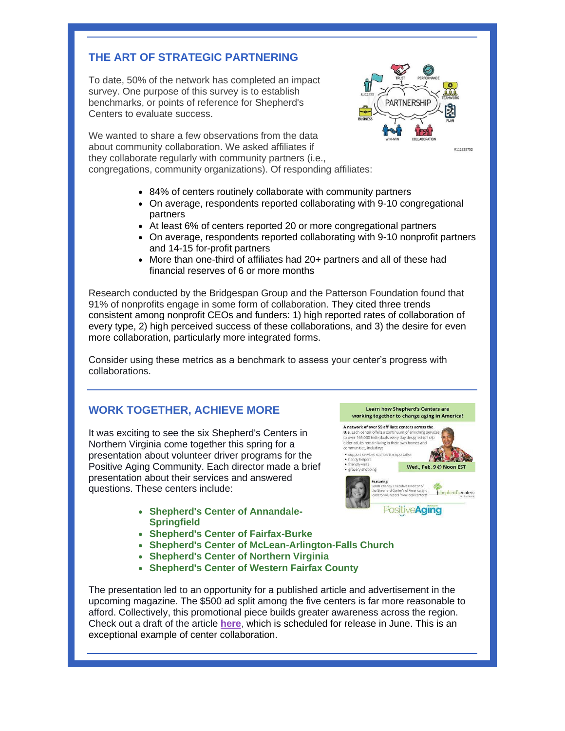## THE ART OF STRATEGIC PARTNERING

To date, 50% of the network has completed an impact survey. One purpose of this survey is to establish benchmarks, or points of reference for Shepherd's Centers to evaluate success.

We wanted to share a few observations from the data about community collaboration. We asked affiliates if they collaborate regularly with community partners (i.e., congregations, community organizations). Of responding affiliates:

- 84% of centers routinely collaborate with community partners
- On average, respondents reported collaborating with 9-10 congregational partners
- At least 6% of centers reported 20 or more congregational partners
- On average, respondents reported collaborating with 9-10 nonprofit partners and 14-15 for-profit partners
- More than one-third of affiliates had 20+ partners and all of these had financial reserves of 6 or more months

Research conducted by the Bridgespan Group and the Patterson Foundation found that 91% of nonprofits engage in some form of collaboration. They cited three trends consistent among nonprofit CEOs and funders: 1) high reported rates of collaboration of every type, 2) high perceived success of these collaborations, and 3) the desire for even more collaboration, particularly more integrated forms.

Consider using these metrics as a benchmark to assess your center's progress with collaborations.

## WORK TOGETHER, ACHIEVE MORE

It was exciting to see the six Shepherd's Centers in Northern Virginia come together this spring for a presentation about volunteer driver programs for the Positive Aging Community. Each director made a brief presentation about their services and answered questions. These centers include:

- **Shepherd's Center of Annandale-Springfield**
- **Shepherd's Center of Fairfax-Burke**
- **Shepherd's Center of McLean-Arlington-Falls Church**
- **Shepherd's Center of Northern Virginia**
- **Shepherd's Center of Western Fairfax County**

The presentation led to an opportunity for a published article and advertisement in the upcoming magazine. The $500 ad split among the five centers is far more reasonable to afford. Collectively, this promotional piece builds greater awareness across the region. Check out a draft of the article **here**, which is scheduled for release in June. This is an exceptional example of center collaboration.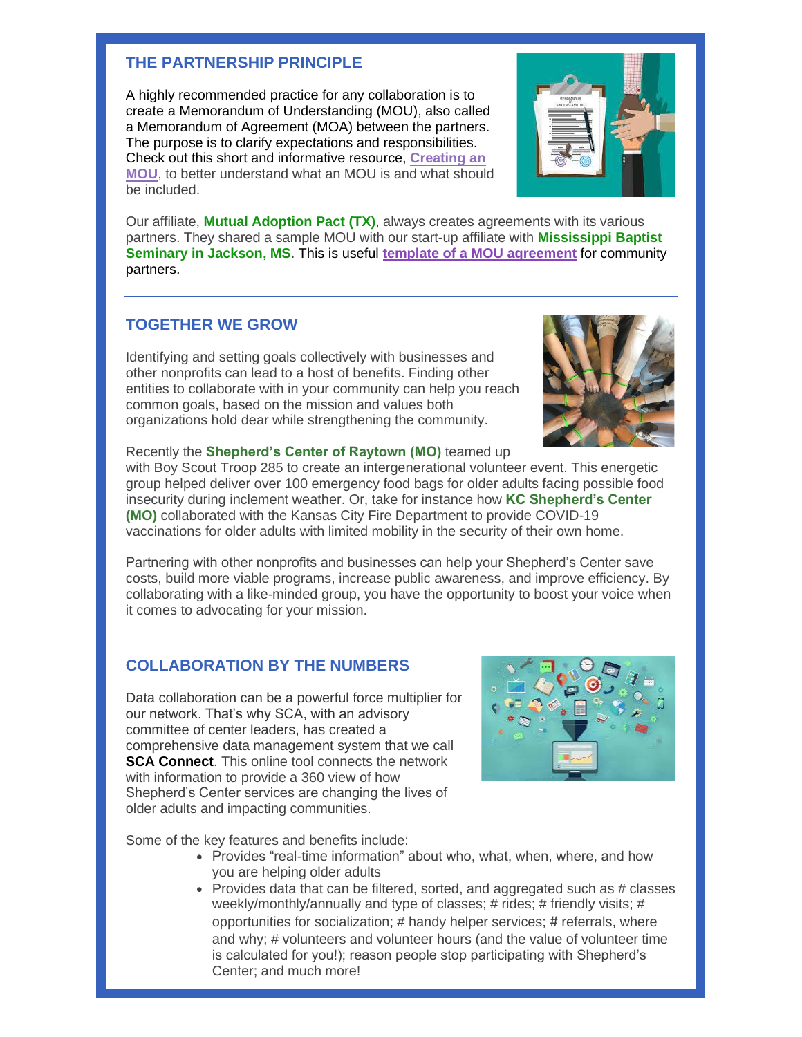## THE PARTNERSHIP PRINCIPLE

A highly recommended practice for any collaboration is to create a Memorandum of Understanding (MOU), also called a Memorandum of Agreement (MOA) between the partners. The purpose is to clarify expectations and responsibilities. Check out this short and informative resource, **Creating an MOU**, to better understand what an MOU is and what should be included.

Our affiliate, **Mutual Adoption Pact (TX)**, always creates agreements with its various partners. They shared a sample MOU with our start-up affiliate with **Mississippi Baptist Seminary in Jackson, MS**. This is useful **template of a MOU agreement** for community partners.

## TOGETHER WE GROW

Identifying and setting goals collectively with businesses and other nonprofits can lead to a host of benefits. Finding other entities to collaborate with in your community can help you reach common goals, based on the mission and values both organizations hold dear while strengthening the community.

Recently the **Shepherd's Center of Raytown (MO)** teamed up with Boy Scout Troop 285 to create an intergenerational volunteer event. This energetic group helped deliver over 100 emergency food bags for older adults facing possible food insecurity during inclement weather. Or, take for instance how **KC Shepherd's Center (MO)** collaborated with the Kansas City Fire Department to provide COVID-19 vaccinations for older adults with limited mobility in the security of their own home.

Partnering with other nonprofits and businesses can help your Shepherd's Center save costs, build more viable programs, increase public awareness, and improve efficiency. By collaborating with a like-minded group, you have the opportunity to boost your voice when it comes to advocating for your mission.

## COLLABORATION BY THE NUMBERS

Data collaboration can be a powerful force multiplier for our network. That's why SCA, with an advisory committee of center leaders, has created a comprehensive data management system that we call **SCA Connect**. This online tool connects the network with information to provide a 360 view of how Shepherd's Center services are changing the lives of older adults and impacting communities.

Some of the key features and benefits include:

- Provides "real-time information" about who, what, when, where, and how you are helping older adults
- Provides data that can be filtered, sorted, and aggregated such as # classes weekly/monthly/annually and type of classes; # rides; # friendly visits; # opportunities for socialization; # handy helper services; # referrals, where and why; # volunteers and volunteer hours (and the value of volunteer time is calculated for you!); reason people stop participating with Shepherd's Center; and much more!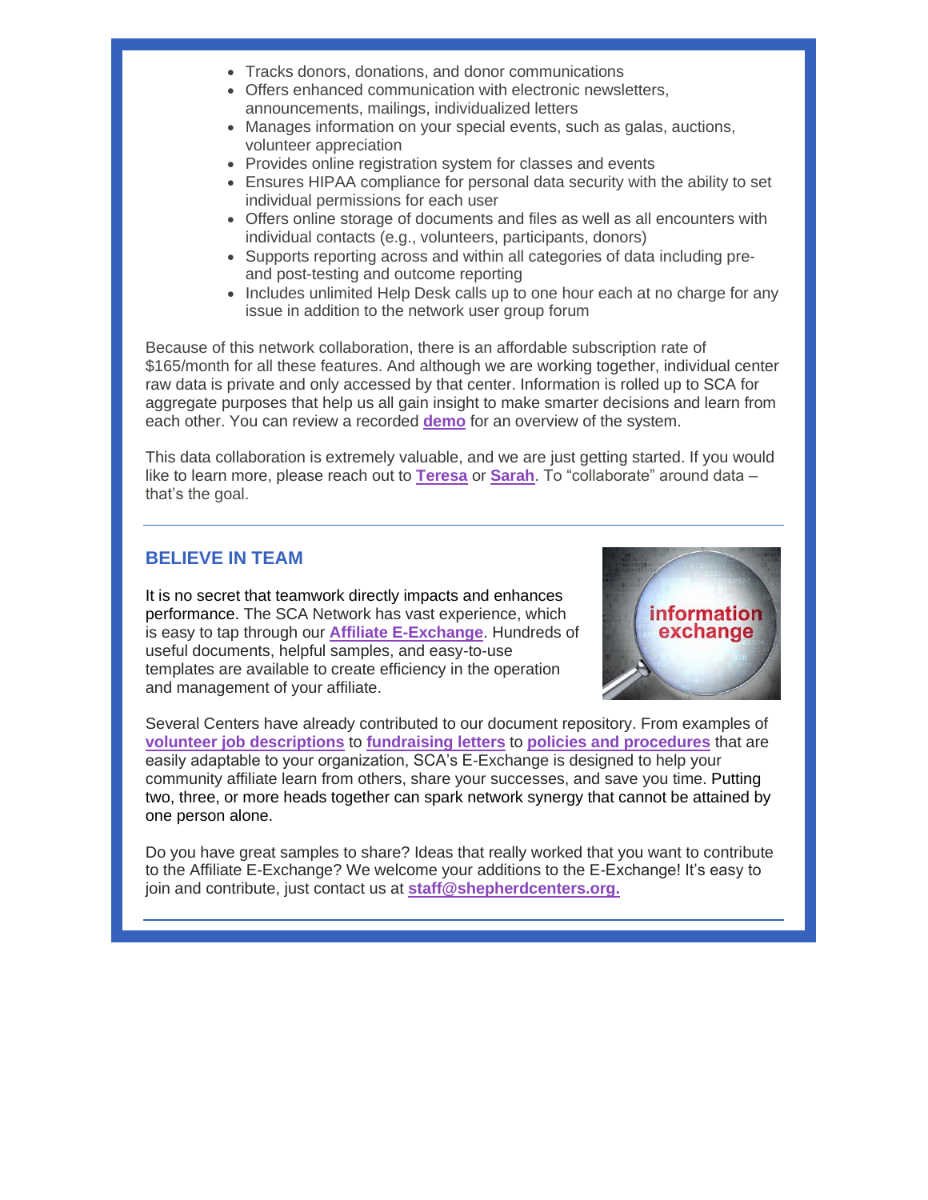- Tracks donors, donations, and donor communications
- Offers enhanced communication with electronic newsletters, announcements, mailings, individualized letters
- Manages information on your special events, such as galas, auctions, volunteer appreciation
- Provides online registration system for classes and events
- Ensures HIPAA compliance for personal data security with the ability to set individual permissions for each user
- Offers online storage of documents and files as well as all encounters with individual contacts (e.g., volunteers, participants, donors)
- Supports reporting across and within all categories of data including pre- and post-testing and outcome reporting
- Includes unlimited Help Desk calls up to one hour each at no charge for any issue in addition to the network user group forum

Because of this network collaboration, there is an affordable subscription rate of $165/month for all these features. And although we are working together, individual center raw data is private and only accessed by that center. Information is rolled up to SCA for aggregate purposes that help us all gain insight to make smarter decisions and learn from each other. You can review a recorded **demo** for an overview of the system.

This data collaboration is extremely valuable, and we are just getting started. If you would like to learn more, please reach out to **Teresa** or **Sarah**. To "collaborate" around data – that's the goal.

## BELIEVE IN TEAM

It is no secret that teamwork directly impacts and enhances performance. The SCA Network has vast experience, which is easy to tap through our **Affiliate E-Exchange**. Hundreds of useful documents, helpful samples, and easy-to-use templates are available to create efficiency in the operation and management of your affiliate.

Several Centers have already contributed to our document repository. From examples of **volunteer job descriptions** to **fundraising letters** to **policies and procedures** that are easily adaptable to your organization, SCA's E-Exchange is designed to help your community affiliate learn from others, share your successes, and save you time. Putting two, three, or more heads together can spark network synergy that cannot be attained by one person alone.

Do you have great samples to share? Ideas that really worked that you want to contribute to the Affiliate E-Exchange? We welcome your additions to the E-Exchange! It's easy to join and contribute, just contact us at **staff@shepherdcenters.org.**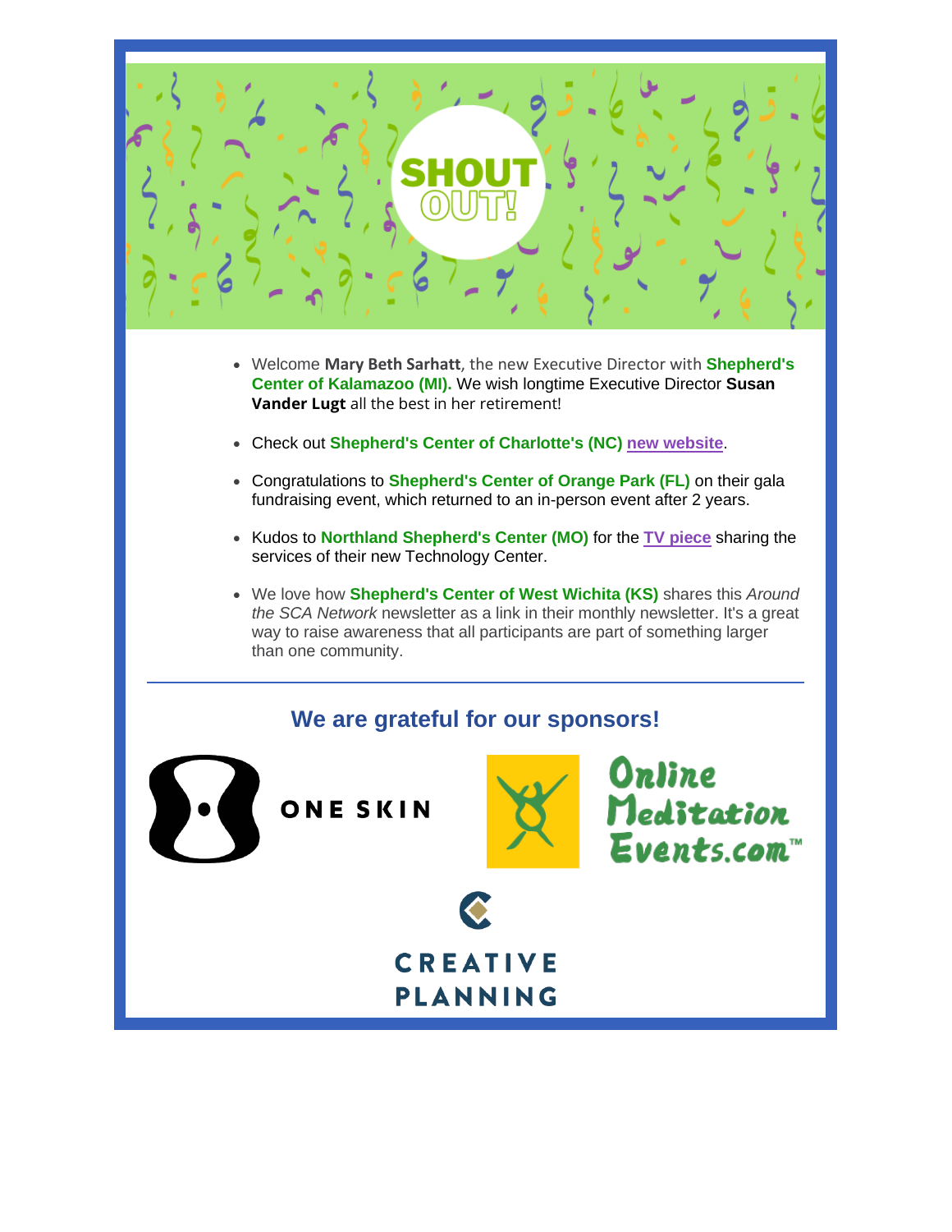# SHOUT OUT!

- Welcome **Mary Beth Sarhatt**, the new Executive Director with **Shepherd's Center of Kalamazoo (MI).** We wish longtime Executive Director **Susan Vander Lugt** all the best in her retirement!
- Check out **Shepherd's Center of Charlotte's (NC)** new website.
- Congratulations to **Shepherd's Center of Orange Park (FL)** on their gala fundraising event, which returned to an in-person event after 2 years.
- Kudos to **Northland Shepherd's Center (MO)** for the TV piece sharing the services of their new Technology Center.
- We love how **Shepherd's Center of West Wichita (KS)** shares this *Around the SCA Network* newsletter as a link in their monthly newsletter. It's a great way to raise awareness that all participants are part of something larger than one community.

---

## We are grateful for our sponsors!

ONE SKIN

Online Meditation Events.com™

CREATIVE PLANNING